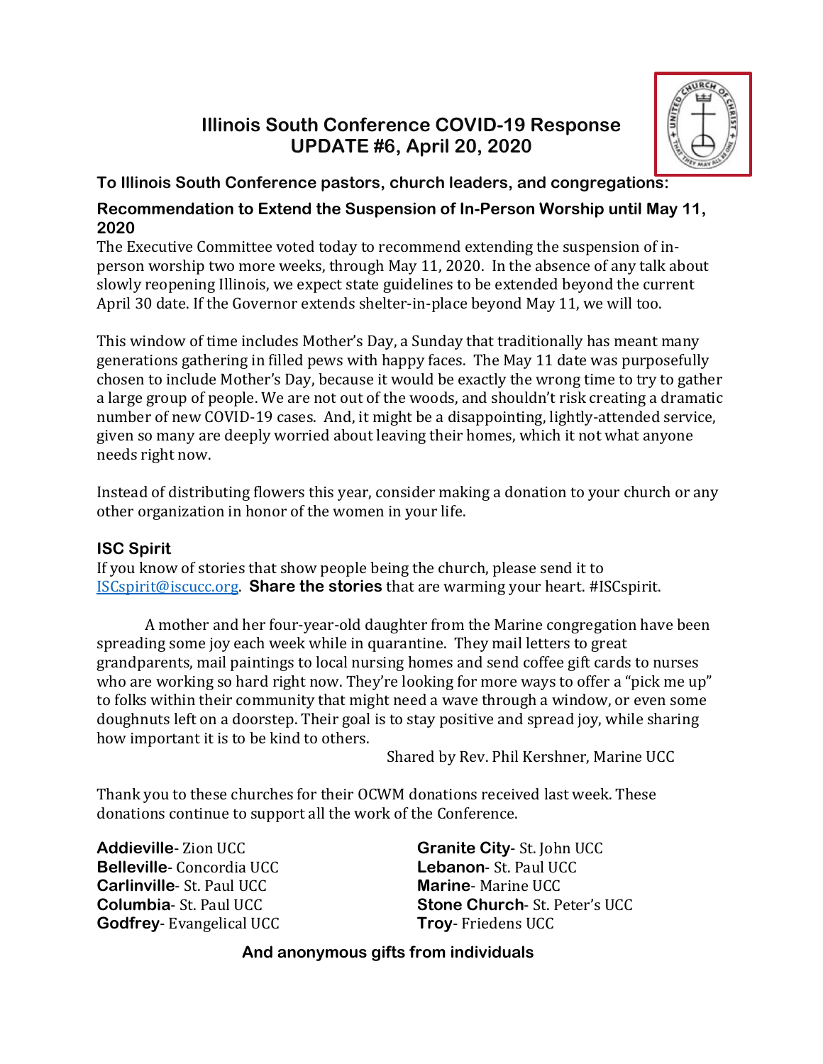# Illinois South Conference COVID-19 Response
# UPDATE #6, April 20, 2020

**To Illinois South Conference pastors, church leaders, and congregations:**

## Recommendation to Extend the Suspension of In-Person Worship until May 11, 2020

The Executive Committee voted today to recommend extending the suspension of in-person worship two more weeks, through May 11, 2020. In the absence of any talk about slowly reopening Illinois, we expect state guidelines to be extended beyond the current April 30 date. If the Governor extends shelter-in-place beyond May 11, we will too.

This window of time includes Mother's Day, a Sunday that traditionally has meant many generations gathering in filled pews with happy faces. The May 11 date was purposefully chosen to include Mother's Day, because it would be exactly the wrong time to try to gather a large group of people. We are not out of the woods, and shouldn't risk creating a dramatic number of new COVID-19 cases. And, it might be a disappointing, lightly-attended service, given so many are deeply worried about leaving their homes, which it not what anyone needs right now.

Instead of distributing flowers this year, consider making a donation to your church or any other organization in honor of the women in your life.

## ISC Spirit

If you know of stories that show people being the church, please send it to ISCspirit@iscucc.org. **Share the stories** that are warming your heart. #ISCspirit.

A mother and her four-year-old daughter from the Marine congregation have been spreading some joy each week while in quarantine. They mail letters to great grandparents, mail paintings to local nursing homes and send coffee gift cards to nurses who are working so hard right now. They're looking for more ways to offer a "pick me up" to folks within their community that might need a wave through a window, or even some doughnuts left on a doorstep. Their goal is to stay positive and spread joy, while sharing how important it is to be kind to others.

Shared by Rev. Phil Kershner, Marine UCC

Thank you to these churches for their OCWM donations received last week. These donations continue to support all the work of the Conference.

**Addieville**- Zion UCC
**Belleville**- Concordia UCC
**Carlinville**- St. Paul UCC
**Columbia**- St. Paul UCC
**Godfrey**- Evangelical UCC
**Granite City**- St. John UCC
**Lebanon**- St. Paul UCC
**Marine**- Marine UCC
**Stone Church**- St. Peter's UCC
**Troy**- Friedens UCC

**And anonymous gifts from individuals**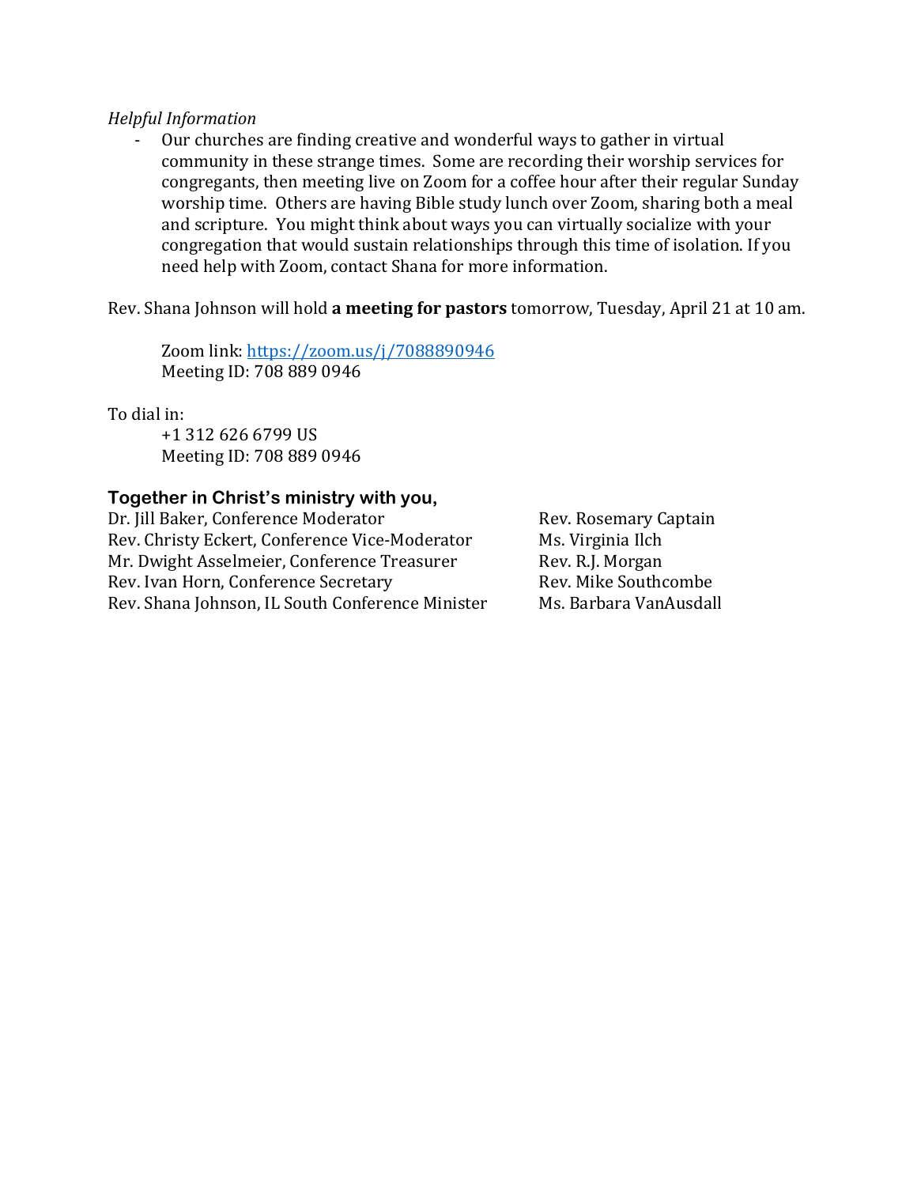*Helpful Information*

- Our churches are finding creative and wonderful ways to gather in virtual community in these strange times. Some are recording their worship services for congregants, then meeting live on Zoom for a coffee hour after their regular Sunday worship time. Others are having Bible study lunch over Zoom, sharing both a meal and scripture. You might think about ways you can virtually socialize with your congregation that would sustain relationships through this time of isolation. If you need help with Zoom, contact Shana for more information.

Rev. Shana Johnson will hold **a meeting for pastors** tomorrow, Tuesday, April 21 at 10 am.

Zoom link: https://zoom.us/j/7088890946
Meeting ID: 708 889 0946

To dial in:
+1 312 626 6799 US
Meeting ID: 708 889 0946

**Together in Christ's ministry with you,**

Dr. Jill Baker, Conference Moderator
Rev. Christy Eckert, Conference Vice-Moderator
Mr. Dwight Asselmeier, Conference Treasurer
Rev. Ivan Horn, Conference Secretary
Rev. Shana Johnson, IL South Conference Minister
Rev. Rosemary Captain
Ms. Virginia Ilch
Rev. R.J. Morgan
Rev. Mike Southcombe
Ms. Barbara VanAusdall